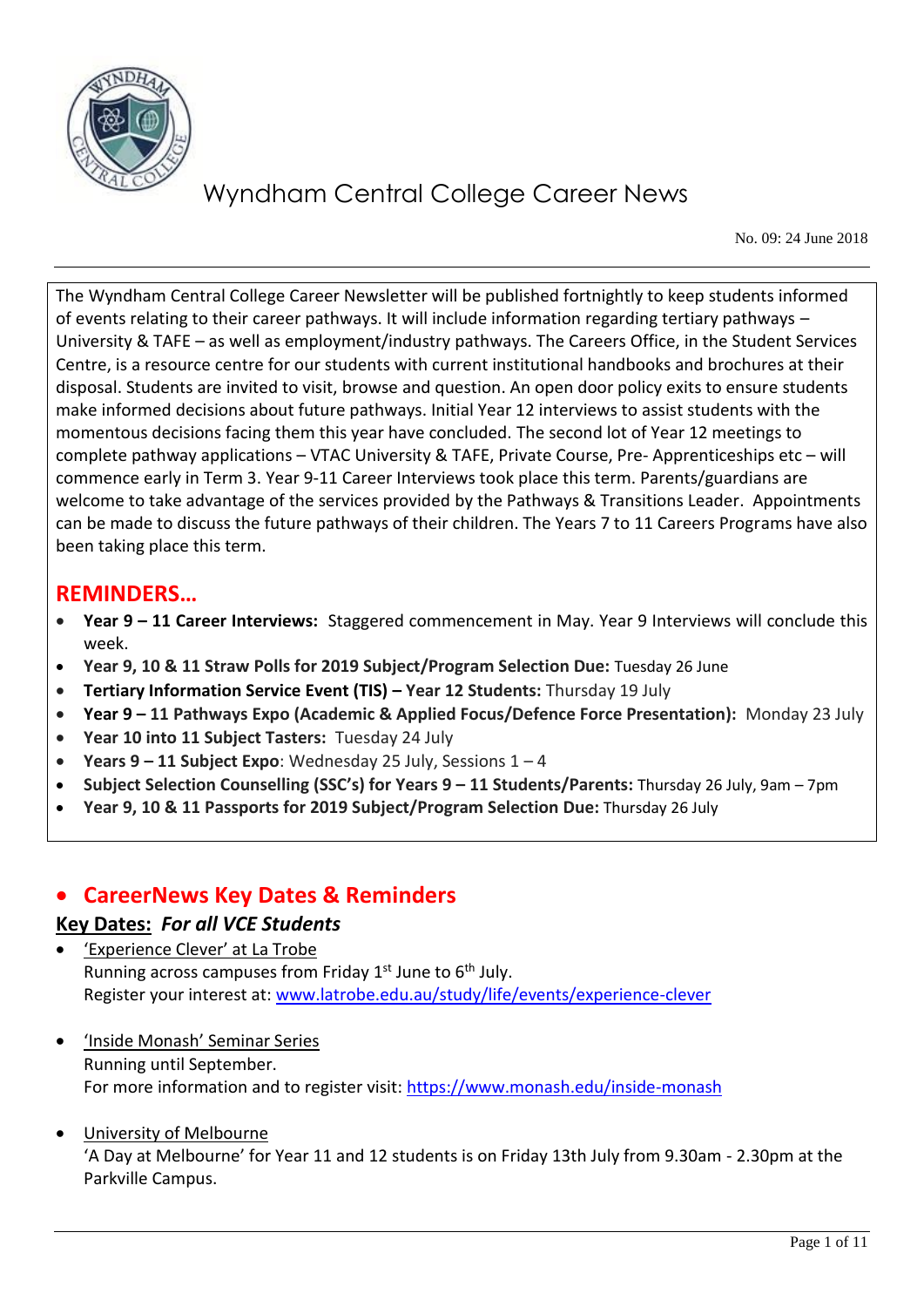# Wyndham Central College Career News

No. 09: 24 June 2018

The Wyndham Central College Career Newsletter will be published fortnightly to keep students informed of events relating to their career pathways. It will include information regarding tertiary pathways – University & TAFE – as well as employment/industry pathways. The Careers Office, in the Student Services Centre, is a resource centre for our students with current institutional handbooks and brochures at their disposal. Students are invited to visit, browse and question. An open door policy exits to ensure students make informed decisions about future pathways. Initial Year 12 interviews to assist students with the momentous decisions facing them this year have concluded. The second lot of Year 12 meetings to complete pathway applications – VTAC University & TAFE, Private Course, Pre- Apprenticeships etc – will commence early in Term 3. Year 9-11 Career Interviews took place this term. Parents/guardians are welcome to take advantage of the services provided by the Pathways & Transitions Leader. Appointments can be made to discuss the future pathways of their children. The Years 7 to 11 Careers Programs have also been taking place this term.

## REMINDERS…

- **Year 9 – 11 Career Interviews:** Staggered commencement in May. Year 9 Interviews will conclude this week.
- **Year 9, 10 & 11 Straw Polls for 2019 Subject/Program Selection Due:** Tuesday 26 June
- **Tertiary Information Service Event (TIS) – Year 12 Students:** Thursday 19 July
- **Year 9 – 11 Pathways Expo (Academic & Applied Focus/Defence Force Presentation):** Monday 23 July
- **Year 10 into 11 Subject Tasters:** Tuesday 24 July
- **Years 9 – 11 Subject Expo**: Wednesday 25 July, Sessions 1 – 4
- **Subject Selection Counselling (SSC's) for Years 9 – 11 Students/Parents:** Thursday 26 July, 9am – 7pm
- **Year 9, 10 & 11 Passports for 2019 Subject/Program Selection Due:** Thursday 26 July

## CareerNews Key Dates & Reminders

### Key Dates: *For all VCE Students*

- 'Experience Clever' at La Trobe
  Running across campuses from Friday 1st June to 6th July.
  Register your interest at: www.latrobe.edu.au/study/life/events/experience-clever

- 'Inside Monash' Seminar Series
  Running until September.
  For more information and to register visit: https://www.monash.edu/inside-monash

- University of Melbourne
  'A Day at Melbourne' for Year 11 and 12 students is on Friday 13th July from 9.30am - 2.30pm at the Parkville Campus.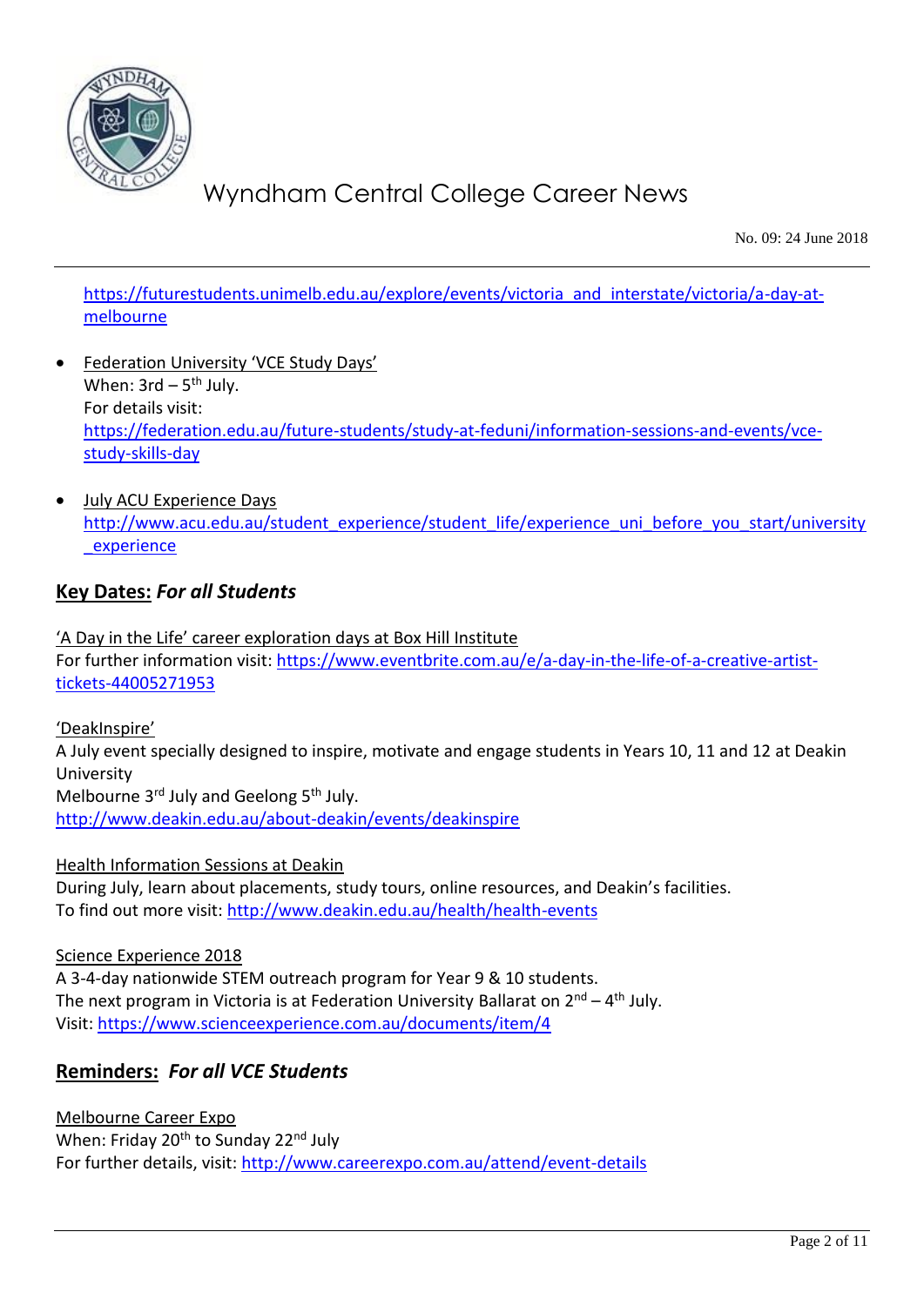https://futurestudents.unimelb.edu.au/explore/events/victoria_and_interstate/victoria/a-day-at-melbourne

- Federation University 'VCE Study Days'
  When: 3rd – 5th July.
  For details visit:
  https://federation.edu.au/future-students/study-at-feduni/information-sessions-and-events/vce-study-skills-day

- July ACU Experience Days
  http://www.acu.edu.au/student_experience/student_life/experience_uni_before_you_start/university_experience

## Key Dates: *For all Students*

'A Day in the Life' career exploration days at Box Hill Institute
For further information visit: https://www.eventbrite.com.au/e/a-day-in-the-life-of-a-creative-artist-tickets-44005271953

'DeakInspire'
A July event specially designed to inspire, motivate and engage students in Years 10, 11 and 12 at Deakin University
Melbourne 3rd July and Geelong 5th July.
http://www.deakin.edu.au/about-deakin/events/deakinspire

Health Information Sessions at Deakin
During July, learn about placements, study tours, online resources, and Deakin's facilities.
To find out more visit: http://www.deakin.edu.au/health/health-events

Science Experience 2018
A 3-4-day nationwide STEM outreach program for Year 9 & 10 students.
The next program in Victoria is at Federation University Ballarat on 2nd – 4th July.
Visit: https://www.scienceexperience.com.au/documents/item/4

## Reminders: *For all VCE Students*

Melbourne Career Expo
When: Friday 20th to Sunday 22nd July
For further details, visit: http://www.careerexpo.com.au/attend/event-details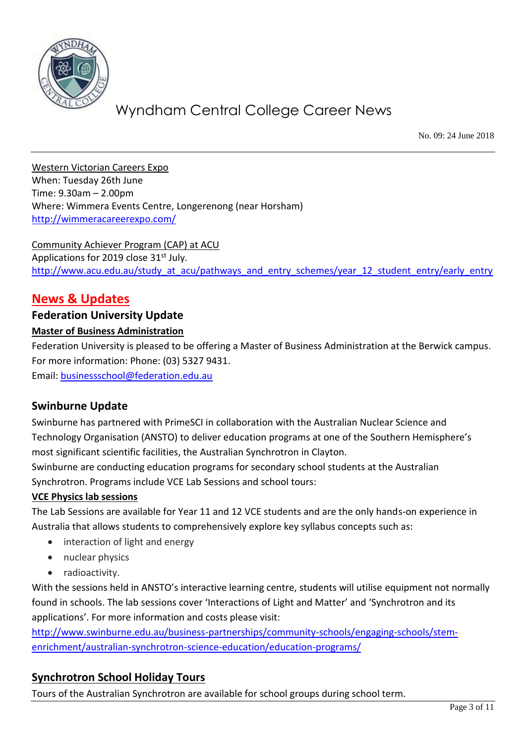Western Victorian Careers Expo
When: Tuesday 26th June
Time: 9.30am – 2.00pm
Where: Wimmera Events Centre, Longerenong (near Horsham)
http://wimmeracareerexpo.com/

Community Achiever Program (CAP) at ACU
Applications for 2019 close 31st July.
http://www.acu.edu.au/study_at_acu/pathways_and_entry_schemes/year_12_student_entry/early_entry

# News & Updates

## Federation University Update

**Master of Business Administration**

Federation University is pleased to be offering a Master of Business Administration at the Berwick campus.
For more information: Phone: (03) 5327 9431.
Email: businessschool@federation.edu.au

## Swinburne Update

Swinburne has partnered with PrimeSCI in collaboration with the Australian Nuclear Science and Technology Organisation (ANSTO) to deliver education programs at one of the Southern Hemisphere's most significant scientific facilities, the Australian Synchrotron in Clayton.
Swinburne are conducting education programs for secondary school students at the Australian Synchrotron. Programs include VCE Lab Sessions and school tours:

**VCE Physics lab sessions**

The Lab Sessions are available for Year 11 and 12 VCE students and are the only hands-on experience in Australia that allows students to comprehensively explore key syllabus concepts such as:

- interaction of light and energy
- nuclear physics
- radioactivity.

With the sessions held in ANSTO's interactive learning centre, students will utilise equipment not normally found in schools. The lab sessions cover 'Interactions of Light and Matter' and 'Synchrotron and its applications'. For more information and costs please visit:
http://www.swinburne.edu.au/business-partnerships/community-schools/engaging-schools/stem-enrichment/australian-synchrotron-science-education/education-programs/

## Synchrotron School Holiday Tours

Tours of the Australian Synchrotron are available for school groups during school term.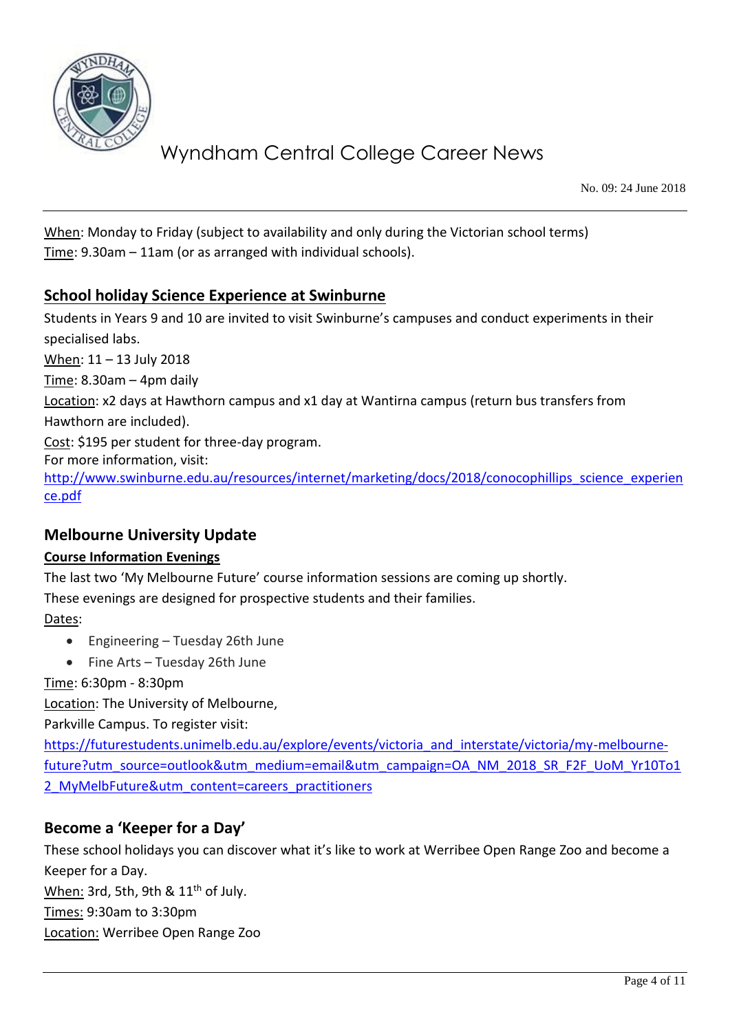When: Monday to Friday (subject to availability and only during the Victorian school terms)
Time: 9.30am – 11am (or as arranged with individual schools).

## School holiday Science Experience at Swinburne

Students in Years 9 and 10 are invited to visit Swinburne's campuses and conduct experiments in their specialised labs.

When: 11 – 13 July 2018

Time: 8.30am – 4pm daily

Location: x2 days at Hawthorn campus and x1 day at Wantirna campus (return bus transfers from Hawthorn are included).

Cost: $195 per student for three-day program.

For more information, visit:
http://www.swinburne.edu.au/resources/internet/marketing/docs/2018/conocophillips_science_experience.pdf

## Melbourne University Update

### Course Information Evenings

The last two 'My Melbourne Future' course information sessions are coming up shortly.
These evenings are designed for prospective students and their families.

Dates:

- Engineering – Tuesday 26th June
- Fine Arts – Tuesday 26th June

Time: 6:30pm - 8:30pm

Location: The University of Melbourne,
Parkville Campus. To register visit:
https://futurestudents.unimelb.edu.au/explore/events/victoria_and_interstate/victoria/my-melbourne-future?utm_source=outlook&utm_medium=email&utm_campaign=OA_NM_2018_SR_F2F_UoM_Yr10To12_MyMelbFuture&utm_content=careers_practitioners

## Become a 'Keeper for a Day'

These school holidays you can discover what it's like to work at Werribee Open Range Zoo and become a Keeper for a Day.

When: 3rd, 5th, 9th & 11th of July.

Times: 9:30am to 3:30pm

Location: Werribee Open Range Zoo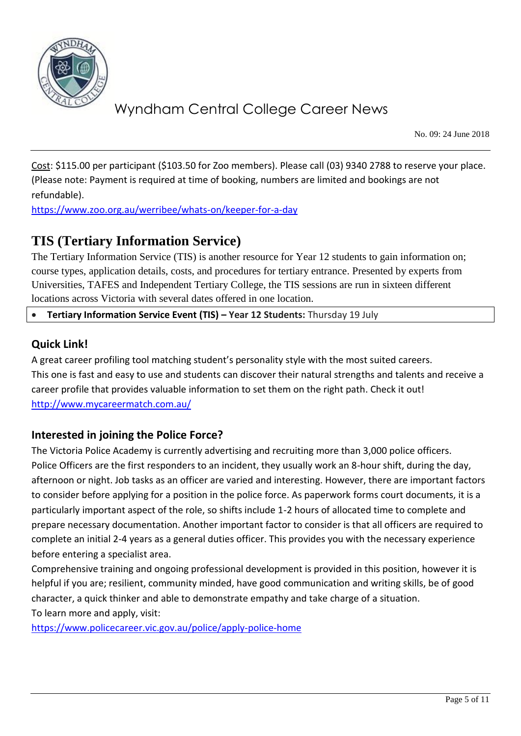Cost: $115.00 per participant ($103.50 for Zoo members). Please call (03) 9340 2788 to reserve your place. (Please note: Payment is required at time of booking, numbers are limited and bookings are not refundable).

https://www.zoo.org.au/werribee/whats-on/keeper-for-a-day

## TIS (Tertiary Information Service)

The Tertiary Information Service (TIS) is another resource for Year 12 students to gain information on; course types, application details, costs, and procedures for tertiary entrance. Presented by experts from Universities, TAFES and Independent Tertiary College, the TIS sessions are run in sixteen different locations across Victoria with several dates offered in one location.

- **Tertiary Information Service Event (TIS) – Year 12 Students:** Thursday 19 July

### Quick Link!

A great career profiling tool matching student's personality style with the most suited careers. This one is fast and easy to use and students can discover their natural strengths and talents and receive a career profile that provides valuable information to set them on the right path. Check it out!

http://www.mycareermatch.com.au/

### Interested in joining the Police Force?

The Victoria Police Academy is currently advertising and recruiting more than 3,000 police officers. Police Officers are the first responders to an incident, they usually work an 8-hour shift, during the day, afternoon or night. Job tasks as an officer are varied and interesting. However, there are important factors to consider before applying for a position in the police force. As paperwork forms court documents, it is a particularly important aspect of the role, so shifts include 1-2 hours of allocated time to complete and prepare necessary documentation. Another important factor to consider is that all officers are required to complete an initial 2-4 years as a general duties officer. This provides you with the necessary experience before entering a specialist area.

Comprehensive training and ongoing professional development is provided in this position, however it is helpful if you are; resilient, community minded, have good communication and writing skills, be of good character, a quick thinker and able to demonstrate empathy and take charge of a situation.

To learn more and apply, visit:

https://www.policecareer.vic.gov.au/police/apply-police-home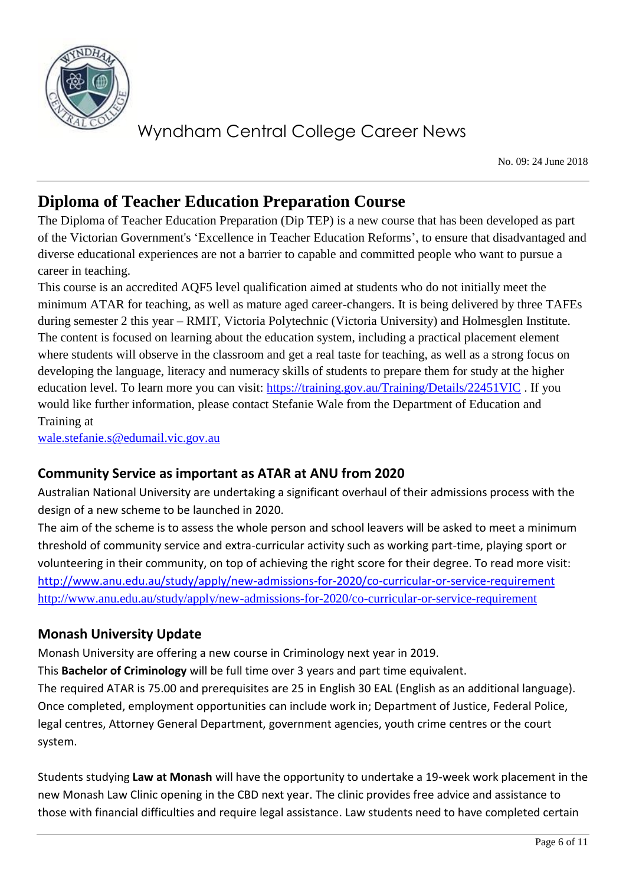## Diploma of Teacher Education Preparation Course

The Diploma of Teacher Education Preparation (Dip TEP) is a new course that has been developed as part of the Victorian Government's 'Excellence in Teacher Education Reforms', to ensure that disadvantaged and diverse educational experiences are not a barrier to capable and committed people who want to pursue a career in teaching.

This course is an accredited AQF5 level qualification aimed at students who do not initially meet the minimum ATAR for teaching, as well as mature aged career-changers. It is being delivered by three TAFEs during semester 2 this year – RMIT, Victoria Polytechnic (Victoria University) and Holmesglen Institute. The content is focused on learning about the education system, including a practical placement element where students will observe in the classroom and get a real taste for teaching, as well as a strong focus on developing the language, literacy and numeracy skills of students to prepare them for study at the higher education level. To learn more you can visit: https://training.gov.au/Training/Details/22451VIC . If you would like further information, please contact Stefanie Wale from the Department of Education and Training at

wale.stefanie.s@edumail.vic.gov.au

### Community Service as important as ATAR at ANU from 2020

Australian National University are undertaking a significant overhaul of their admissions process with the design of a new scheme to be launched in 2020.

The aim of the scheme is to assess the whole person and school leavers will be asked to meet a minimum threshold of community service and extra-curricular activity such as working part-time, playing sport or volunteering in their community, on top of achieving the right score for their degree. To read more visit: http://www.anu.edu.au/study/apply/new-admissions-for-2020/co-curricular-or-service-requirement
http://www.anu.edu.au/study/apply/new-admissions-for-2020/co-curricular-or-service-requirement

### Monash University Update

Monash University are offering a new course in Criminology next year in 2019.

This **Bachelor of Criminology** will be full time over 3 years and part time equivalent.

The required ATAR is 75.00 and prerequisites are 25 in English 30 EAL (English as an additional language). Once completed, employment opportunities can include work in; Department of Justice, Federal Police, legal centres, Attorney General Department, government agencies, youth crime centres or the court system.

Students studying **Law at Monash** will have the opportunity to undertake a 19-week work placement in the new Monash Law Clinic opening in the CBD next year. The clinic provides free advice and assistance to those with financial difficulties and require legal assistance. Law students need to have completed certain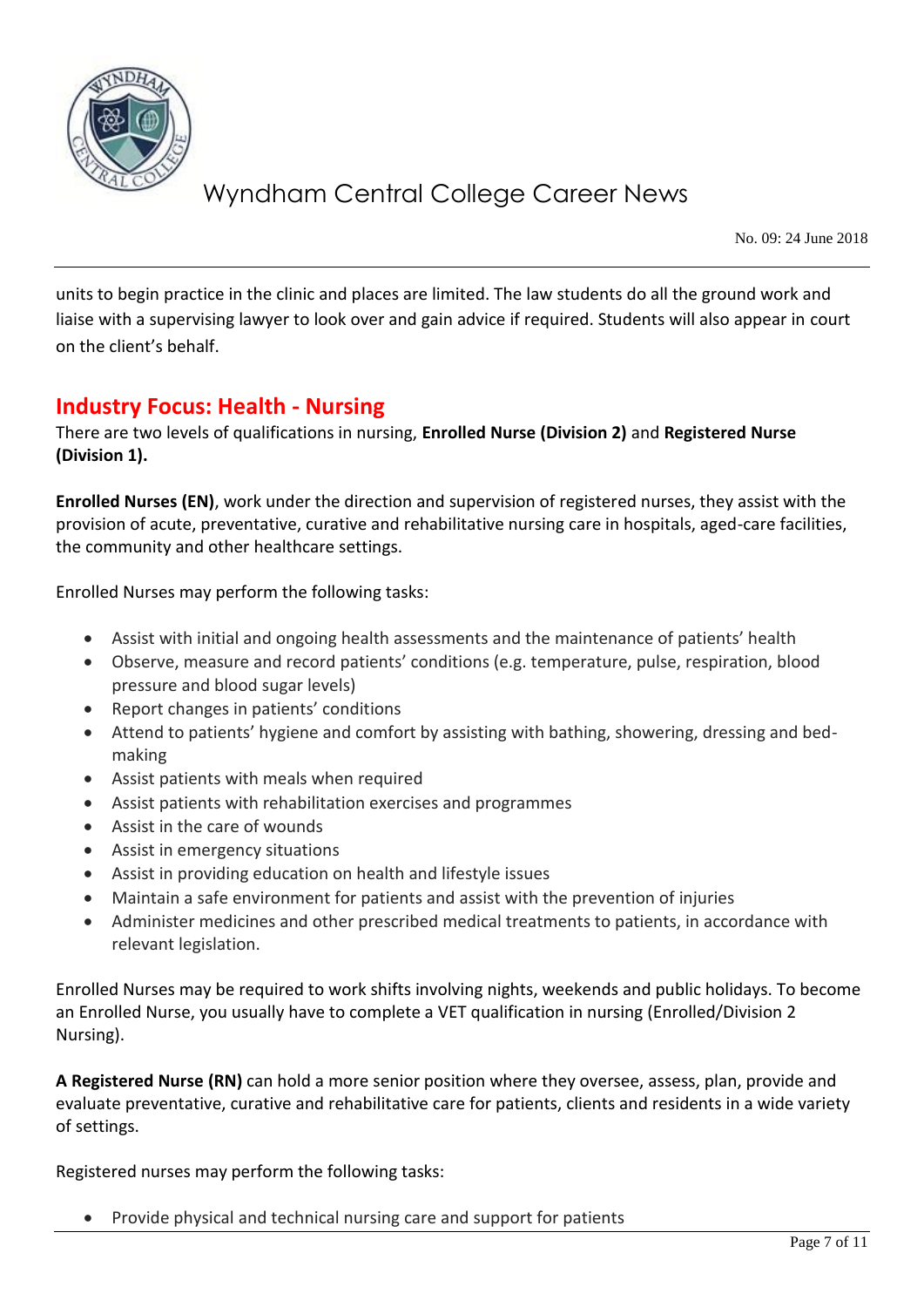units to begin practice in the clinic and places are limited. The law students do all the ground work and liaise with a supervising lawyer to look over and gain advice if required. Students will also appear in court on the client's behalf.

## Industry Focus: Health - Nursing

There are two levels of qualifications in nursing, **Enrolled Nurse (Division 2)** and **Registered Nurse (Division 1).**

**Enrolled Nurses (EN)**, work under the direction and supervision of registered nurses, they assist with the provision of acute, preventative, curative and rehabilitative nursing care in hospitals, aged-care facilities, the community and other healthcare settings.

Enrolled Nurses may perform the following tasks:

- Assist with initial and ongoing health assessments and the maintenance of patients' health
- Observe, measure and record patients' conditions (e.g. temperature, pulse, respiration, blood pressure and blood sugar levels)
- Report changes in patients' conditions
- Attend to patients' hygiene and comfort by assisting with bathing, showering, dressing and bed-making
- Assist patients with meals when required
- Assist patients with rehabilitation exercises and programmes
- Assist in the care of wounds
- Assist in emergency situations
- Assist in providing education on health and lifestyle issues
- Maintain a safe environment for patients and assist with the prevention of injuries
- Administer medicines and other prescribed medical treatments to patients, in accordance with relevant legislation.

Enrolled Nurses may be required to work shifts involving nights, weekends and public holidays. To become an Enrolled Nurse, you usually have to complete a VET qualification in nursing (Enrolled/Division 2 Nursing).

**A Registered Nurse (RN)** can hold a more senior position where they oversee, assess, plan, provide and evaluate preventative, curative and rehabilitative care for patients, clients and residents in a wide variety of settings.

Registered nurses may perform the following tasks:

- Provide physical and technical nursing care and support for patients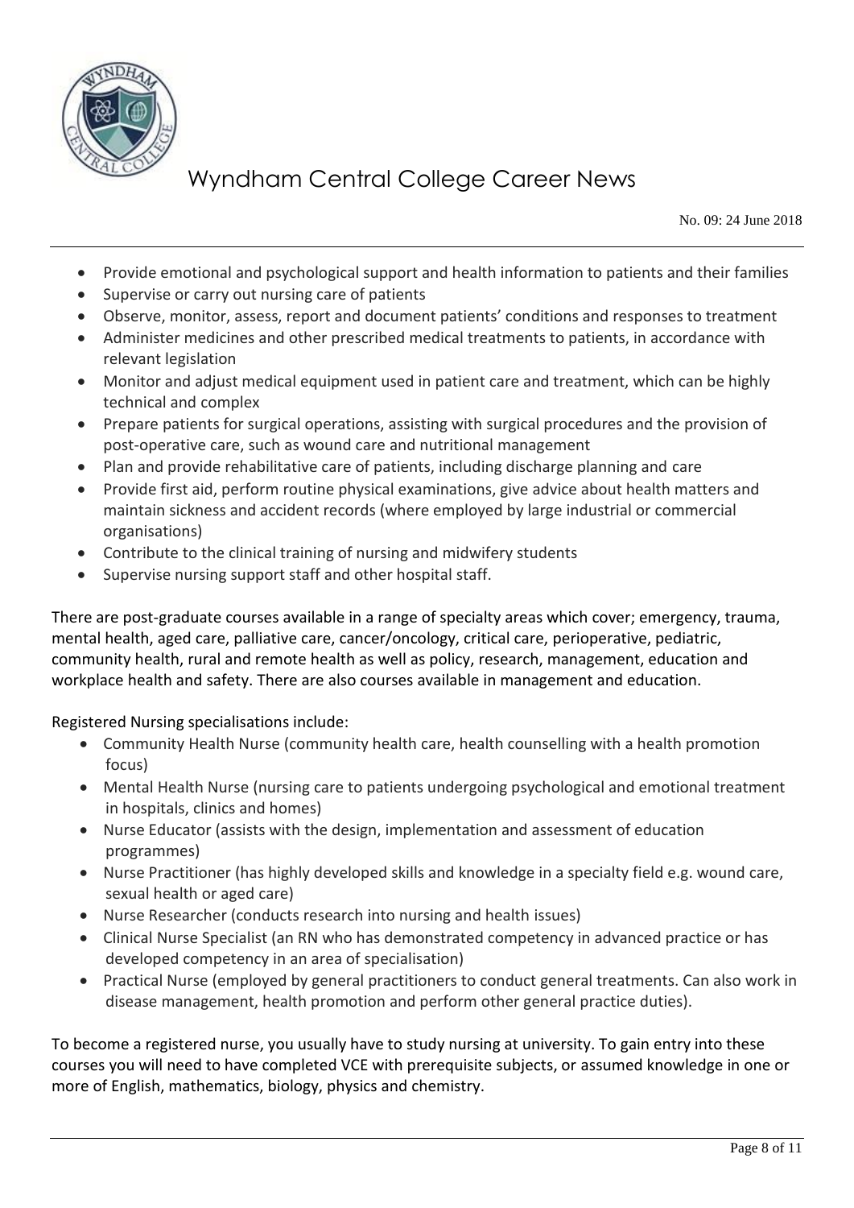- Provide emotional and psychological support and health information to patients and their families
- Supervise or carry out nursing care of patients
- Observe, monitor, assess, report and document patients' conditions and responses to treatment
- Administer medicines and other prescribed medical treatments to patients, in accordance with relevant legislation
- Monitor and adjust medical equipment used in patient care and treatment, which can be highly technical and complex
- Prepare patients for surgical operations, assisting with surgical procedures and the provision of post-operative care, such as wound care and nutritional management
- Plan and provide rehabilitative care of patients, including discharge planning and care
- Provide first aid, perform routine physical examinations, give advice about health matters and maintain sickness and accident records (where employed by large industrial or commercial organisations)
- Contribute to the clinical training of nursing and midwifery students
- Supervise nursing support staff and other hospital staff.

There are post-graduate courses available in a range of specialty areas which cover; emergency, trauma, mental health, aged care, palliative care, cancer/oncology, critical care, perioperative, pediatric, community health, rural and remote health as well as policy, research, management, education and workplace health and safety. There are also courses available in management and education.

Registered Nursing specialisations include:

- Community Health Nurse (community health care, health counselling with a health promotion focus)
- Mental Health Nurse (nursing care to patients undergoing psychological and emotional treatment in hospitals, clinics and homes)
- Nurse Educator (assists with the design, implementation and assessment of education programmes)
- Nurse Practitioner (has highly developed skills and knowledge in a specialty field e.g. wound care, sexual health or aged care)
- Nurse Researcher (conducts research into nursing and health issues)
- Clinical Nurse Specialist (an RN who has demonstrated competency in advanced practice or has developed competency in an area of specialisation)
- Practical Nurse (employed by general practitioners to conduct general treatments. Can also work in disease management, health promotion and perform other general practice duties).

To become a registered nurse, you usually have to study nursing at university. To gain entry into these courses you will need to have completed VCE with prerequisite subjects, or assumed knowledge in one or more of English, mathematics, biology, physics and chemistry.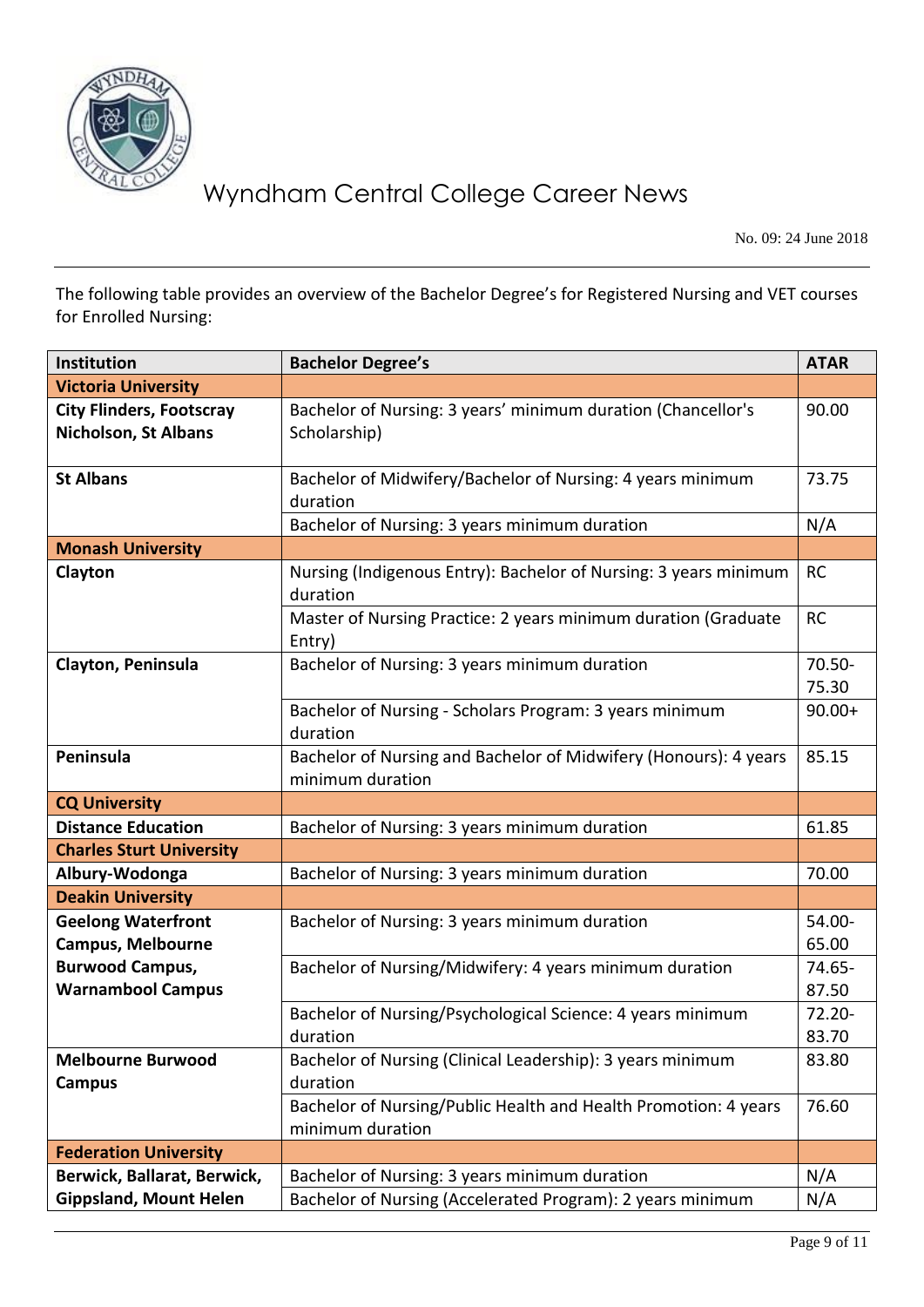The following table provides an overview of the Bachelor Degree's for Registered Nursing and VET courses for Enrolled Nursing:

| Institution | Bachelor Degree's | ATAR |
|---|---|---|
| **Victoria University** | | |
| **City Flinders, Footscray Nicholson, St Albans** | Bachelor of Nursing: 3 years' minimum duration (Chancellor's Scholarship) | 90.00 |
| **St Albans** | Bachelor of Midwifery/Bachelor of Nursing: 4 years minimum duration | 73.75 |
| | Bachelor of Nursing: 3 years minimum duration | N/A |
| **Monash University** | | |
| **Clayton** | Nursing (Indigenous Entry): Bachelor of Nursing: 3 years minimum duration | RC |
| | Master of Nursing Practice: 2 years minimum duration (Graduate Entry) | RC |
| **Clayton, Peninsula** | Bachelor of Nursing: 3 years minimum duration | 70.50-75.30 |
| | Bachelor of Nursing - Scholars Program: 3 years minimum duration | 90.00+ |
| **Peninsula** | Bachelor of Nursing and Bachelor of Midwifery (Honours): 4 years minimum duration | 85.15 |
| **CQ University** | | |
| **Distance Education** | Bachelor of Nursing: 3 years minimum duration | 61.85 |
| **Charles Sturt University** | | |
| **Albury-Wodonga** | Bachelor of Nursing: 3 years minimum duration | 70.00 |
| **Deakin University** | | |
| **Geelong Waterfront Campus, Melbourne Burwood Campus, Warnambool Campus** | Bachelor of Nursing: 3 years minimum duration | 54.00-65.00 |
| | Bachelor of Nursing/Midwifery: 4 years minimum duration | 74.65-87.50 |
| | Bachelor of Nursing/Psychological Science: 4 years minimum duration | 72.20-83.70 |
| **Melbourne Burwood Campus** | Bachelor of Nursing (Clinical Leadership): 3 years minimum duration | 83.80 |
| | Bachelor of Nursing/Public Health and Health Promotion: 4 years minimum duration | 76.60 |
| **Federation University** | | |
| **Berwick, Ballarat, Berwick, Gippsland, Mount Helen** | Bachelor of Nursing: 3 years minimum duration | N/A |
| | Bachelor of Nursing (Accelerated Program): 2 years minimum | N/A |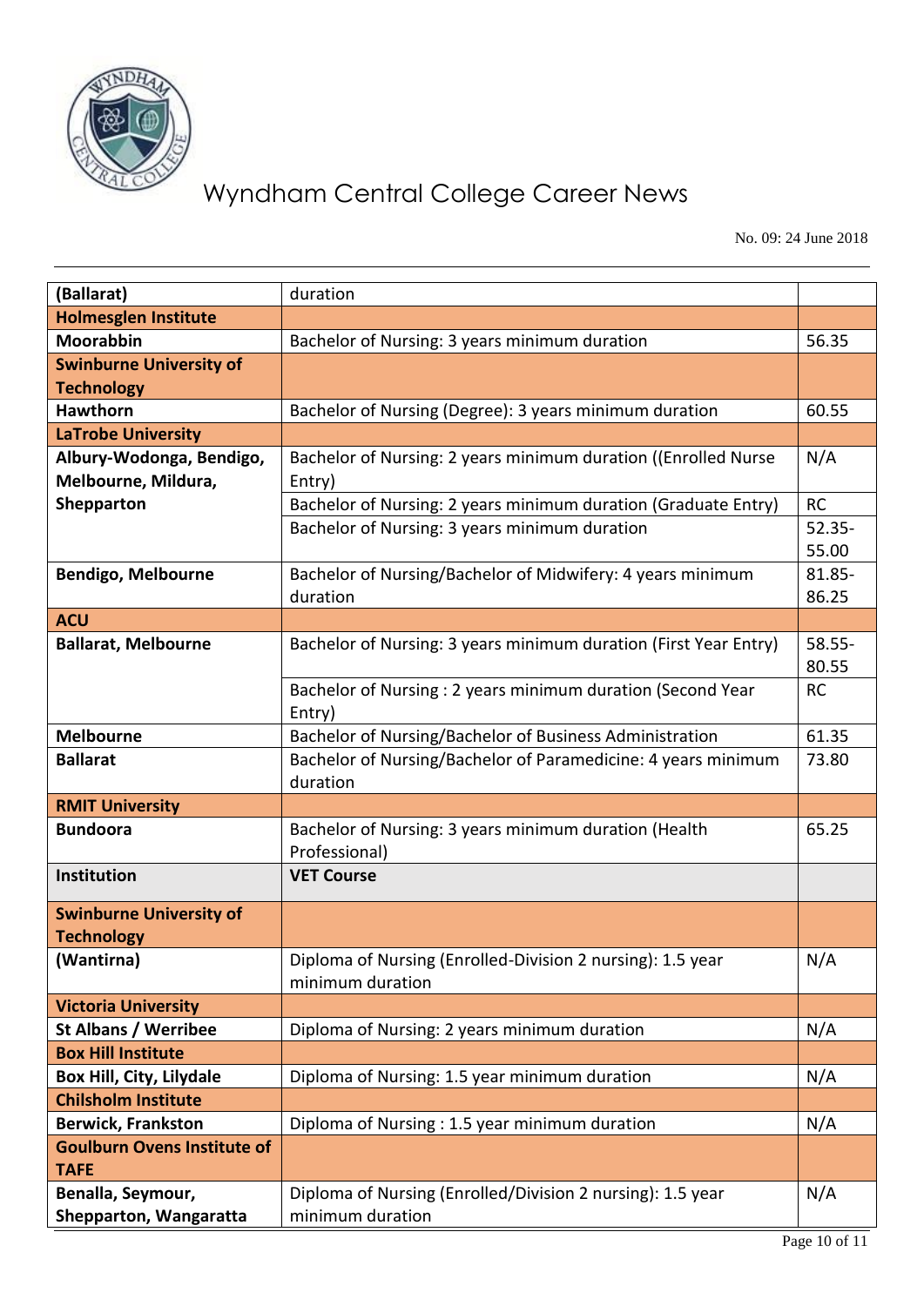| (Ballarat) | duration | |
|---|---|---|
| **Holmesglen Institute** | | |
| **Moorabbin** | Bachelor of Nursing: 3 years minimum duration | 56.35 |
| **Swinburne University of Technology** | | |
| **Hawthorn** | Bachelor of Nursing (Degree): 3 years minimum duration | 60.55 |
| **LaTrobe University** | | |
| **Albury-Wodonga, Bendigo, Melbourne, Mildura, Shepparton** | Bachelor of Nursing: 2 years minimum duration ((Enrolled Nurse Entry) | N/A |
| | Bachelor of Nursing: 2 years minimum duration (Graduate Entry) | RC |
| | Bachelor of Nursing: 3 years minimum duration | 52.35-55.00 |
| **Bendigo, Melbourne** | Bachelor of Nursing/Bachelor of Midwifery: 4 years minimum duration | 81.85-86.25 |
| **ACU** | | |
| **Ballarat, Melbourne** | Bachelor of Nursing: 3 years minimum duration (First Year Entry) | 58.55-80.55 |
| | Bachelor of Nursing : 2 years minimum duration (Second Year Entry) | RC |
| **Melbourne** | Bachelor of Nursing/Bachelor of Business Administration | 61.35 |
| **Ballarat** | Bachelor of Nursing/Bachelor of Paramedicine: 4 years minimum duration | 73.80 |
| **RMIT University** | | |
| **Bundoora** | Bachelor of Nursing: 3 years minimum duration (Health Professional) | 65.25 |
| **Institution** | **VET Course** | |
| **Swinburne University of Technology** | | |
| **(Wantirna)** | Diploma of Nursing (Enrolled-Division 2 nursing): 1.5 year minimum duration | N/A |
| **Victoria University** | | |
| **St Albans / Werribee** | Diploma of Nursing: 2 years minimum duration | N/A |
| **Box Hill Institute** | | |
| **Box Hill, City, Lilydale** | Diploma of Nursing: 1.5 year minimum duration | N/A |
| **Chilsholm Institute** | | |
| **Berwick, Frankston** | Diploma of Nursing : 1.5 year minimum duration | N/A |
| **Goulburn Ovens Institute of TAFE** | | |
| **Benalla, Seymour, Shepparton, Wangaratta** | Diploma of Nursing (Enrolled/Division 2 nursing): 1.5 year minimum duration | N/A |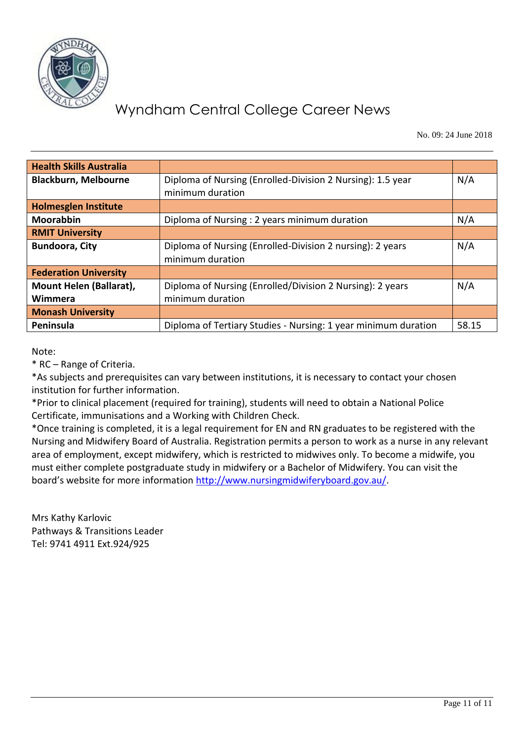| | | |
|---|---|---|
| **Health Skills Australia** | | |
| **Blackburn, Melbourne** | Diploma of Nursing (Enrolled-Division 2 Nursing): 1.5 year minimum duration | N/A |
| **Holmesglen Institute** | | |
| **Moorabbin** | Diploma of Nursing : 2 years minimum duration | N/A |
| **RMIT University** | | |
| **Bundoora, City** | Diploma of Nursing (Enrolled-Division 2 nursing): 2 years minimum duration | N/A |
| **Federation University** | | |
| **Mount Helen (Ballarat), Wimmera** | Diploma of Nursing (Enrolled/Division 2 Nursing): 2 years minimum duration | N/A |
| **Monash University** | | |
| **Peninsula** | Diploma of Tertiary Studies - Nursing: 1 year minimum duration | 58.15 |

Note:

* RC – Range of Criteria.

*As subjects and prerequisites can vary between institutions, it is necessary to contact your chosen institution for further information.

*Prior to clinical placement (required for training), students will need to obtain a National Police Certificate, immunisations and a Working with Children Check.

*Once training is completed, it is a legal requirement for EN and RN graduates to be registered with the Nursing and Midwifery Board of Australia. Registration permits a person to work as a nurse in any relevant area of employment, except midwifery, which is restricted to midwives only. To become a midwife, you must either complete postgraduate study in midwifery or a Bachelor of Midwifery. You can visit the board's website for more information http://www.nursingmidwiferyboard.gov.au/.

Mrs Kathy Karlovic
Pathways & Transitions Leader
Tel: 9741 4911 Ext.924/925